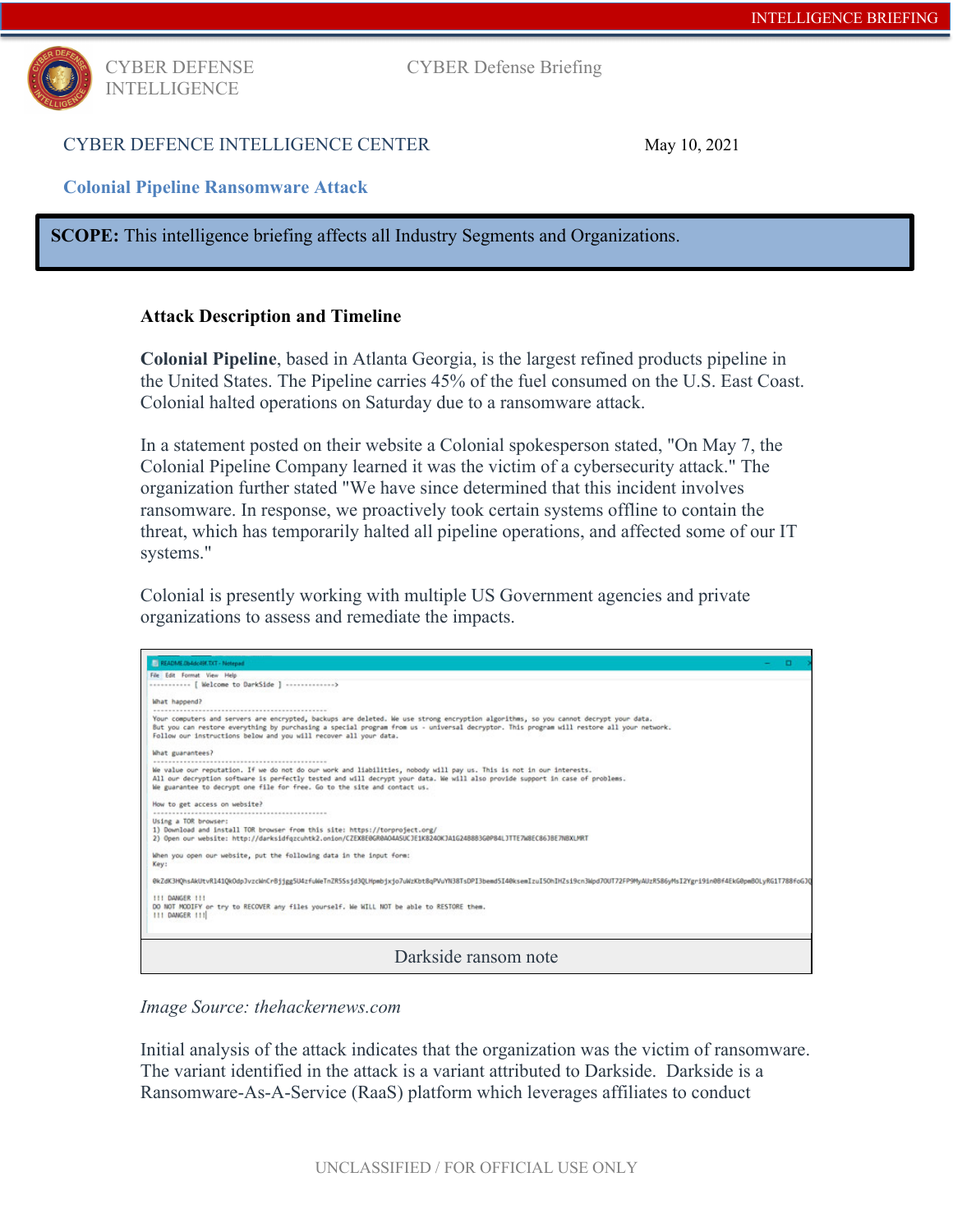CYBER DEFENCE INTELLIGENCE CENTER

May 10, 2021

## Colonial Pipeline Ransomware Attack

**SCOPE:** This intelligence briefing affects all Industry Segments and Organizations.

### Attack Description and Timeline

**Colonial Pipeline**, based in Atlanta Georgia, is the largest refined products pipeline in the United States. The Pipeline carries 45% of the fuel consumed on the U.S. East Coast. Colonial halted operations on Saturday due to a ransomware attack.

In a statement posted on their website a Colonial spokesperson stated, "On May 7, the Colonial Pipeline Company learned it was the victim of a cybersecurity attack." The organization further stated "We have since determined that this incident involves ransomware. In response, we proactively took certain systems offline to contain the threat, which has temporarily halted all pipeline operations, and affected some of our IT systems."

Colonial is presently working with multiple US Government agencies and private organizations to assess and remediate the impacts.

Darkside ransom note

*Image Source: thehackernews.com*

Initial analysis of the attack indicates that the organization was the victim of ransomware. The variant identified in the attack is a variant attributed to Darkside. Darkside is a Ransomware-As-A-Service (RaaS) platform which leverages affiliates to conduct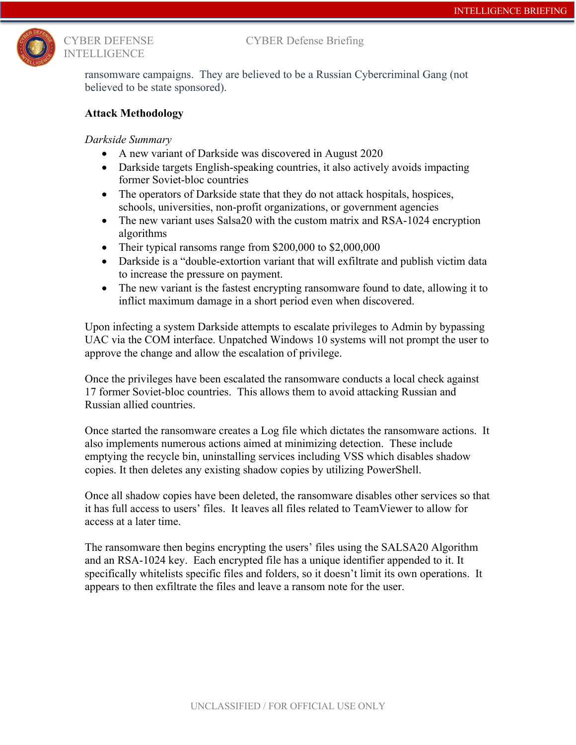ransomware campaigns. They are believed to be a Russian Cybercriminal Gang (not believed to be state sponsored).

**Attack Methodology**

*Darkside Summary*

- A new variant of Darkside was discovered in August 2020
- Darkside targets English-speaking countries, it also actively avoids impacting former Soviet-bloc countries
- The operators of Darkside state that they do not attack hospitals, hospices, schools, universities, non-profit organizations, or government agencies
- The new variant uses Salsa20 with the custom matrix and RSA-1024 encryption algorithms
- Their typical ransoms range from $200,000 to $2,000,000
- Darkside is a "double-extortion variant that will exfiltrate and publish victim data to increase the pressure on payment.
- The new variant is the fastest encrypting ransomware found to date, allowing it to inflict maximum damage in a short period even when discovered.

Upon infecting a system Darkside attempts to escalate privileges to Admin by bypassing UAC via the COM interface. Unpatched Windows 10 systems will not prompt the user to approve the change and allow the escalation of privilege.

Once the privileges have been escalated the ransomware conducts a local check against 17 former Soviet-bloc countries. This allows them to avoid attacking Russian and Russian allied countries.

Once started the ransomware creates a Log file which dictates the ransomware actions. It also implements numerous actions aimed at minimizing detection. These include emptying the recycle bin, uninstalling services including VSS which disables shadow copies. It then deletes any existing shadow copies by utilizing PowerShell.

Once all shadow copies have been deleted, the ransomware disables other services so that it has full access to users' files. It leaves all files related to TeamViewer to allow for access at a later time.

The ransomware then begins encrypting the users' files using the SALSA20 Algorithm and an RSA-1024 key. Each encrypted file has a unique identifier appended to it. It specifically whitelists specific files and folders, so it doesn't limit its own operations. It appears to then exfiltrate the files and leave a ransom note for the user.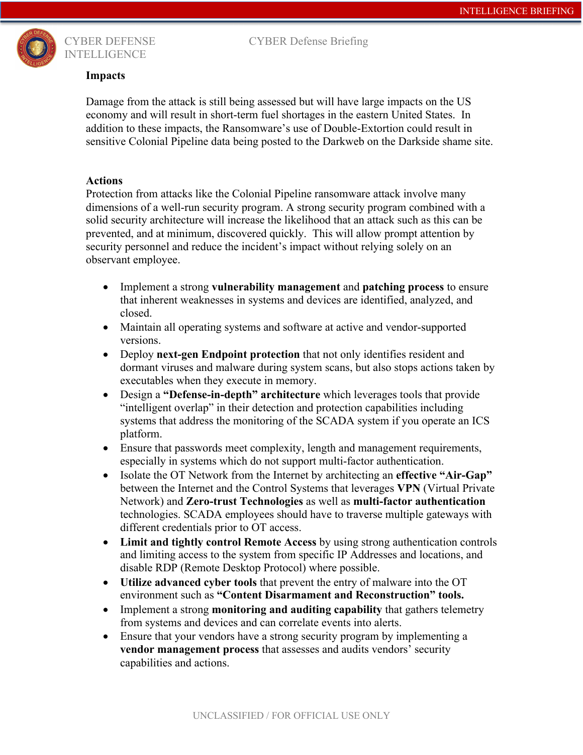## Impacts

Damage from the attack is still being assessed but will have large impacts on the US economy and will result in short-term fuel shortages in the eastern United States. In addition to these impacts, the Ransomware's use of Double-Extortion could result in sensitive Colonial Pipeline data being posted to the Darkweb on the Darkside shame site.

## Actions

Protection from attacks like the Colonial Pipeline ransomware attack involve many dimensions of a well-run security program. A strong security program combined with a solid security architecture will increase the likelihood that an attack such as this can be prevented, and at minimum, discovered quickly. This will allow prompt attention by security personnel and reduce the incident's impact without relying solely on an observant employee.

- Implement a strong **vulnerability management** and **patching process** to ensure that inherent weaknesses in systems and devices are identified, analyzed, and closed.
- Maintain all operating systems and software at active and vendor-supported versions.
- Deploy **next-gen Endpoint protection** that not only identifies resident and dormant viruses and malware during system scans, but also stops actions taken by executables when they execute in memory.
- Design a **"Defense-in-depth" architecture** which leverages tools that provide "intelligent overlap" in their detection and protection capabilities including systems that address the monitoring of the SCADA system if you operate an ICS platform.
- Ensure that passwords meet complexity, length and management requirements, especially in systems which do not support multi-factor authentication.
- Isolate the OT Network from the Internet by architecting an **effective "Air-Gap"** between the Internet and the Control Systems that leverages **VPN** (Virtual Private Network) and **Zero-trust Technologies** as well as **multi-factor authentication** technologies. SCADA employees should have to traverse multiple gateways with different credentials prior to OT access.
- **Limit and tightly control Remote Access** by using strong authentication controls and limiting access to the system from specific IP Addresses and locations, and disable RDP (Remote Desktop Protocol) where possible.
- **Utilize advanced cyber tools** that prevent the entry of malware into the OT environment such as **"Content Disarmament and Reconstruction" tools.**
- Implement a strong **monitoring and auditing capability** that gathers telemetry from systems and devices and can correlate events into alerts.
- Ensure that your vendors have a strong security program by implementing a **vendor management process** that assesses and audits vendors' security capabilities and actions.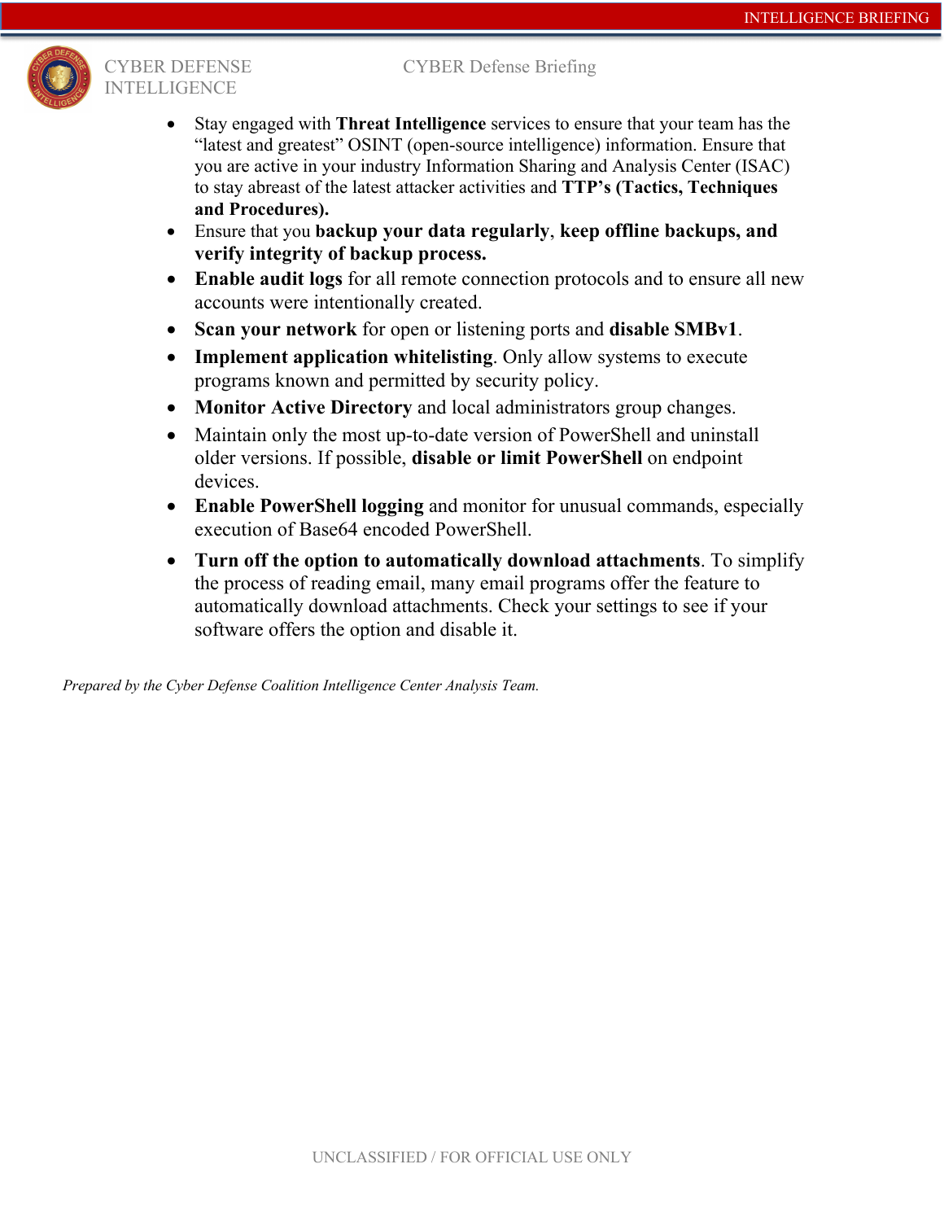- Stay engaged with **Threat Intelligence** services to ensure that your team has the "latest and greatest" OSINT (open-source intelligence) information. Ensure that you are active in your industry Information Sharing and Analysis Center (ISAC) to stay abreast of the latest attacker activities and **TTP's (Tactics, Techniques and Procedures).**
- Ensure that you **backup your data regularly**, **keep offline backups, and verify integrity of backup process.**
- **Enable audit logs** for all remote connection protocols and to ensure all new accounts were intentionally created.
- **Scan your network** for open or listening ports and **disable SMBv1**.
- **Implement application whitelisting**. Only allow systems to execute programs known and permitted by security policy.
- **Monitor Active Directory** and local administrators group changes.
- Maintain only the most up-to-date version of PowerShell and uninstall older versions. If possible, **disable or limit PowerShell** on endpoint devices.
- **Enable PowerShell logging** and monitor for unusual commands, especially execution of Base64 encoded PowerShell.
- **Turn off the option to automatically download attachments**. To simplify the process of reading email, many email programs offer the feature to automatically download attachments. Check your settings to see if your software offers the option and disable it.

*Prepared by the Cyber Defense Coalition Intelligence Center Analysis Team.*